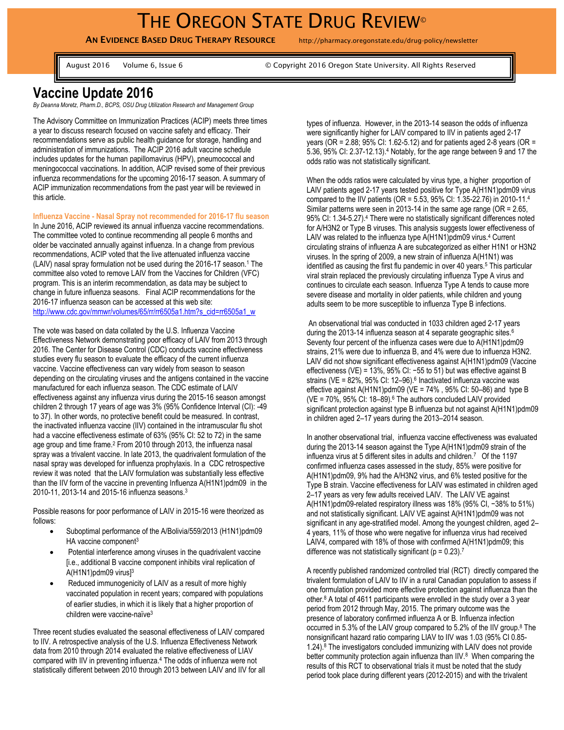# Vaccine Update 2016

*By Deanna Moretz, Pharm.D., BCPS, OSU Drug Utilization Research and Management Group*

The Advisory Committee on Immunization Practices (ACIP) meets three times a year to discuss research focused on vaccine safety and efficacy. Their recommendations serve as public health guidance for storage, handling and administration of immunizations. The ACIP 2016 adult vaccine schedule includes updates for the human papillomavirus (HPV), pneumococcal and meningococcal vaccinations. In addition, ACIP revised some of their previous influenza recommendations for the upcoming 2016-17 season. A summary of ACIP immunization recommendations from the past year will be reviewed in this article.

### Influenza Vaccine - Nasal Spray not recommended for 2016-17 flu season

In June 2016, ACIP reviewed its annual influenza vaccine recommendations. The committee voted to continue recommending all people 6 months and older be vaccinated annually against influenza. In a change from previous recommendations, ACIP voted that the live attenuated influenza vaccine (LAIV) nasal spray formulation not be used during the 2016-17 season.[1] The committee also voted to remove LAIV from the Vaccines for Children (VFC) program. This is an interim recommendation, as data may be subject to change in future influenza seasons. Final ACIP recommendations for the 2016-17 influenza season can be accessed at this web site: http://www.cdc.gov/mmwr/volumes/65/rr/rr6505a1.htm?s_cid=rr6505a1_w

The vote was based on data collated by the U.S. Influenza Vaccine Effectiveness Network demonstrating poor efficacy of LAIV from 2013 through 2016. The Center for Disease Control (CDC) conducts vaccine effectiveness studies every flu season to evaluate the efficacy of the current influenza vaccine. Vaccine effectiveness can vary widely from season to season depending on the circulating viruses and the antigens contained in the vaccine manufactured for each influenza season. The CDC estimate of LAIV effectiveness against any influenza virus during the 2015-16 season amongst children 2 through 17 years of age was 3% (95% Confidence Interval (CI): -49 to 37). In other words, no protective benefit could be measured. In contrast, the inactivated influenza vaccine (IIV) contained in the intramuscular flu shot had a vaccine effectiveness estimate of 63% (95% CI: 52 to 72) in the same age group and time frame.[2] From 2010 through 2013, the influenza nasal spray was a trivalent vaccine. In late 2013, the quadrivalent formulation of the nasal spray was developed for influenza prophylaxis. In a CDC retrospective review it was noted that the LAIV formulation was substantially less effective than the IIV form of the vaccine in preventing Influenza A(H1N1)pdm09 in the 2010-11, 2013-14 and 2015-16 influenza seasons.[3]

Possible reasons for poor performance of LAIV in 2015-16 were theorized as follows:

- Suboptimal performance of the A/Bolivia/559/2013 (H1N1)pdm09 HA vaccine component[3]
- Potential interference among viruses in the quadrivalent vaccine [i.e., additional B vaccine component inhibits viral replication of A(H1N1)pdm09 virus][3]
- Reduced immunogenicity of LAIV as a result of more highly vaccinated population in recent years; compared with populations of earlier studies, in which it is likely that a higher proportion of children were vaccine-naïve[3]

Three recent studies evaluated the seasonal effectiveness of LAIV compared to IIV. A retrospective analysis of the U.S. Influenza Effectiveness Network data from 2010 through 2014 evaluated the relative effectiveness of LIAV compared with IIV in preventing influenza.[4] The odds of influenza were not statistically different between 2010 through 2013 between LAIV and IIV for all types of influenza. However, in the 2013-14 season the odds of influenza were significantly higher for LAIV compared to IIV in patients aged 2-17 years (OR = 2.88; 95% CI: 1.62-5.12) and for patients aged 2-8 years (OR = 5.36, 95% CI: 2.37-12.13).[4] Notably, for the age range between 9 and 17 the odds ratio was not statistically significant.

When the odds ratios were calculated by virus type, a higher proportion of LAIV patients aged 2-17 years tested positive for Type A(H1N1)pdm09 virus compared to the IIV patients (OR = 5.53, 95% CI: 1.35-22.76) in 2010-11.[4] Similar patterns were seen in 2013-14 in the same age range (OR = 2.65, 95% CI: 1.34-5.27).[4] There were no statistically significant differences noted for A/H3N2 or Type B viruses. This analysis suggests lower effectiveness of LAIV was related to the influenza type A(H1N1)pdm09 virus.[4] Current circulating strains of influenza A are subcategorized as either H1N1 or H3N2 viruses. In the spring of 2009, a new strain of influenza A(H1N1) was identified as causing the first flu pandemic in over 40 years.[5] This particular viral strain replaced the previously circulating influenza Type A virus and continues to circulate each season. Influenza Type A tends to cause more severe disease and mortality in older patients, while children and young adults seem to be more susceptible to influenza Type B infections.

An observational trial was conducted in 1033 children aged 2-17 years during the 2013-14 influenza season at 4 separate geographic sites.[6] Seventy four percent of the influenza cases were due to A(H1N1)pdm09 strains, 21% were due to influenza B, and 4% were due to influenza H3N2. LAIV did not show significant effectiveness against A(H1N1)pdm09 (Vaccine effectiveness (VE) = 13%, 95% CI: −55 to 51) but was effective against B strains (VE = 82%, 95% CI: 12–96).[6] Inactivated influenza vaccine was effective against A(H1N1)pdm09 (VE = 74% , 95% CI: 50–86) and type B (VE = 70%, 95% CI: 18–89).[6] The authors concluded LAIV provided significant protection against type B influenza but not against A(H1N1)pdm09 in children aged 2–17 years during the 2013–2014 season.

In another observational trial, influenza vaccine effectiveness was evaluated during the 2013-14 season against the Type A(H1N1)pdm09 strain of the influenza virus at 5 different sites in adults and children.[7] Of the 1197 confirmed influenza cases assessed in the study, 85% were positive for A(H1N1)pdm09, 9% had the A/H3N2 virus, and 6% tested positive for the Type B strain. Vaccine effectiveness for LAIV was estimated in children aged 2–17 years as very few adults received LAIV. The LAIV VE against A(H1N1)pdm09-related respiratory illness was 18% (95% CI, −38% to 51%) and not statistically significant. LAIV VE against A(H1N1)pdm09 was not significant in any age-stratified model. Among the youngest children, aged 2–4 years, 11% of those who were negative for influenza virus had received LAIV4, compared with 18% of those with confirmed A(H1N1)pdm09; this difference was not statistically significant ($p = 0.23$).[7]

A recently published randomized controlled trial (RCT) directly compared the trivalent formulation of LAIV to IIV in a rural Canadian population to assess if one formulation provided more effective protection against influenza than the other.[8] A total of 4611 participants were enrolled in the study over a 3 year period from 2012 through May, 2015. The primary outcome was the presence of laboratory confirmed influenza A or B. Influenza infection occurred in 5.3% of the LAIV group compared to 5.2% of the IIV group.[8] The nonsignificant hazard ratio comparing LIAV to IIV was 1.03 (95% CI 0.85-1.24).[8] The investigators concluded immunizing with LAIV does not provide better community protection again influenza than IIV.[8] When comparing the results of this RCT to observational trials it must be noted that the study period took place during different years (2012-2015) and with the trivalent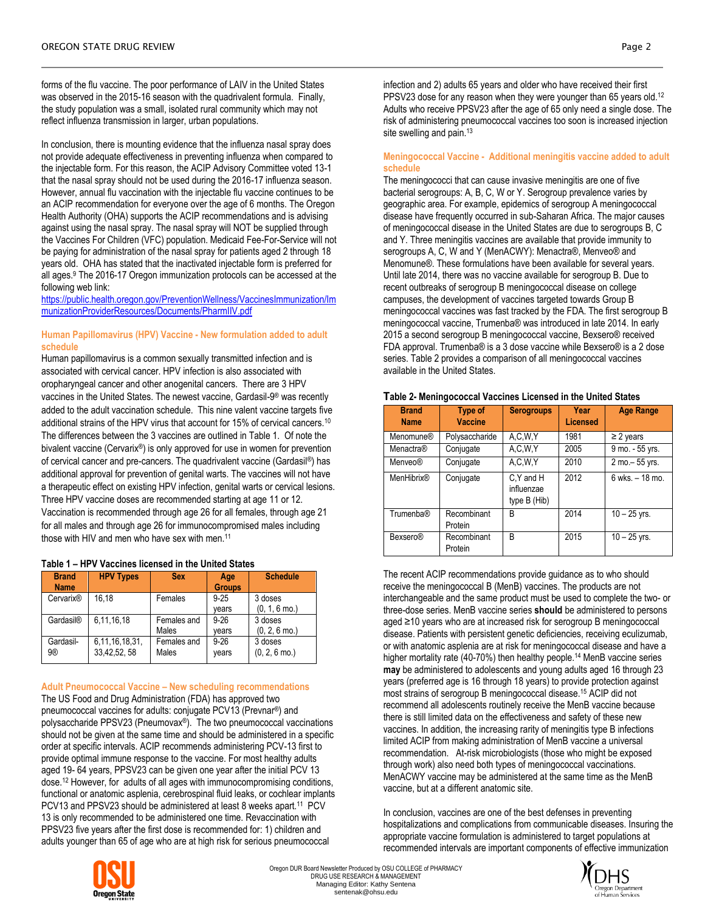forms of the flu vaccine. The poor performance of LAIV in the United States was observed in the 2015-16 season with the quadrivalent formula. Finally, the study population was a small, isolated rural community which may not reflect influenza transmission in larger, urban populations.

In conclusion, there is mounting evidence that the influenza nasal spray does not provide adequate effectiveness in preventing influenza when compared to the injectable form. For this reason, the ACIP Advisory Committee voted 13-1 that the nasal spray should not be used during the 2016-17 influenza season. However, annual flu vaccination with the injectable flu vaccine continues to be an ACIP recommendation for everyone over the age of 6 months. The Oregon Health Authority (OHA) supports the ACIP recommendations and is advising against using the nasal spray. The nasal spray will NOT be supplied through the Vaccines For Children (VFC) population. Medicaid Fee-For-Service will not be paying for administration of the nasal spray for patients aged 2 through 18 years old. OHA has stated that the inactivated injectable form is preferred for all ages.[9] The 2016-17 Oregon immunization protocols can be accessed at the following web link:
https://public.health.oregon.gov/PreventionWellness/VaccinesImmunization/ImmunizationProviderResources/Documents/PharmIIV.pdf

## Human Papillomavirus (HPV) Vaccine - New formulation added to adult schedule

Human papillomavirus is a common sexually transmitted infection and is associated with cervical cancer. HPV infection is also associated with oropharyngeal cancer and other anogenital cancers. There are 3 HPV vaccines in the United States. The newest vaccine, Gardasil-9® was recently added to the adult vaccination schedule. This nine valent vaccine targets five additional strains of the HPV virus that account for 15% of cervical cancers.[10] The differences between the 3 vaccines are outlined in Table 1. Of note the bivalent vaccine (Cervarix®) is only approved for use in women for prevention of cervical cancer and pre-cancers. The quadrivalent vaccine (Gardasil®) has additional approval for prevention of genital warts. The vaccines will not have a therapeutic effect on existing HPV infection, genital warts or cervical lesions. Three HPV vaccine doses are recommended starting at age 11 or 12. Vaccination is recommended through age 26 for all females, through age 21 for all males and through age 26 for immunocompromised males including those with HIV and men who have sex with men.[11]

**Table 1 – HPV Vaccines licensed in the United States**

| Brand Name | HPV Types | Sex | Age Groups | Schedule |
|---|---|---|---|---|
| Cervarix® | 16,18 | Females | 9-25 years | 3 doses (0, 1, 6 mo.) |
| Gardasil® | 6,11,16,18 | Females and Males | 9-26 years | 3 doses (0, 2, 6 mo.) |
| Gardasil-9® | 6,11,16,18,31, 33,42,52, 58 | Females and Males | 9-26 years | 3 doses (0, 2, 6 mo.) |

## Adult Pneumococcal Vaccine – New scheduling recommendations

The US Food and Drug Administration (FDA) has approved two pneumococcal vaccines for adults: conjugate PCV13 (Prevnar®) and polysaccharide PPSV23 (Pneumovax®). The two pneumococcal vaccinations should not be given at the same time and should be administered in a specific order at specific intervals. ACIP recommends administering PCV-13 first to provide optimal immune response to the vaccine. For most healthy adults aged 19- 64 years, PPSV23 can be given one year after the initial PCV 13 dose.[12] However, for adults of all ages with immunocompromising conditions, functional or anatomic asplenia, cerebrospinal fluid leaks, or cochlear implants PCV13 and PPSV23 should be administered at least 8 weeks apart.[11] PCV 13 is only recommended to be administered one time. Revaccination with PPSV23 five years after the first dose is recommended for: 1) children and adults younger than 65 of age who are at high risk for serious pneumococcal infection and 2) adults 65 years and older who have received their first PPSV23 dose for any reason when they were younger than 65 years old.[12] Adults who receive PPSV23 after the age of 65 only need a single dose. The risk of administering pneumococcal vaccines too soon is increased injection site swelling and pain.[13]

## Meningococcal Vaccine - Additional meningitis vaccine added to adult schedule

The meningococci that can cause invasive meningitis are one of five bacterial serogroups: A, B, C, W or Y. Serogroup prevalence varies by geographic area. For example, epidemics of serogroup A meningococcal disease have frequently occurred in sub-Saharan Africa. The major causes of meningococcal disease in the United States are due to serogroups B, C and Y. Three meningitis vaccines are available that provide immunity to serogroups A, C, W and Y (MenACWY): Menactra®, Menveo® and Menomune®. These formulations have been available for several years. Until late 2014, there was no vaccine available for serogroup B. Due to recent outbreaks of serogroup B meningococcal disease on college campuses, the development of vaccines targeted towards Group B meningococcal vaccines was fast tracked by the FDA. The first serogroup B meningococcal vaccine, Trumenba® was introduced in late 2014. In early 2015 a second serogroup B meningococcal vaccine, Bexsero® received FDA approval. Trumenba® is a 3 dose vaccine while Bexsero® is a 2 dose series. Table 2 provides a comparison of all meningococcal vaccines available in the United States.

**Table 2- Meningococcal Vaccines Licensed in the United States**

| Brand Name | Type of Vaccine | Serogroups | Year Licensed | Age Range |
|---|---|---|---|---|
| Menomune® | Polysaccharide | A,C,W,Y | 1981 | ≥ 2 years |
| Menactra® | Conjugate | A,C,W,Y | 2005 | 9 mo. - 55 yrs. |
| Menveo® | Conjugate | A,C,W,Y | 2010 | 2 mo.– 55 yrs. |
| MenHibrix® | Conjugate | C,Y and H influenzae type B (Hib) | 2012 | 6 wks. – 18 mo. |
| Trumenba® | Recombinant Protein | B | 2014 | 10 – 25 yrs. |
| Bexsero® | Recombinant Protein | B | 2015 | 10 – 25 yrs. |

The recent ACIP recommendations provide guidance as to who should receive the meningococcal B (MenB) vaccines. The products are not interchangeable and the same product must be used to complete the two- or three-dose series. MenB vaccine series **should** be administered to persons aged ≥10 years who are at increased risk for serogroup B meningococcal disease. Patients with persistent genetic deficiencies, receiving eculizumab, or with anatomic asplenia are at risk for meningococcal disease and have a higher mortality rate (40-70%) then healthy people.[14] MenB vaccine series **may** be administered to adolescents and young adults aged 16 through 23 years (preferred age is 16 through 18 years) to provide protection against most strains of serogroup B meningococcal disease.[15] ACIP did not recommend all adolescents routinely receive the MenB vaccine because there is still limited data on the effectiveness and safety of these new vaccines. In addition, the increasing rarity of meningitis type B infections limited ACIP from making administration of MenB vaccine a universal recommendation. At-risk microbiologists (those who might be exposed through work) also need both types of meningococcal vaccinations. MenACWY vaccine may be administered at the same time as the MenB vaccine, but at a different anatomic site.

In conclusion, vaccines are one of the best defenses in preventing hospitalizations and complications from communicable diseases. Insuring the appropriate vaccine formulation is administered to target populations at recommended intervals are important components of effective immunization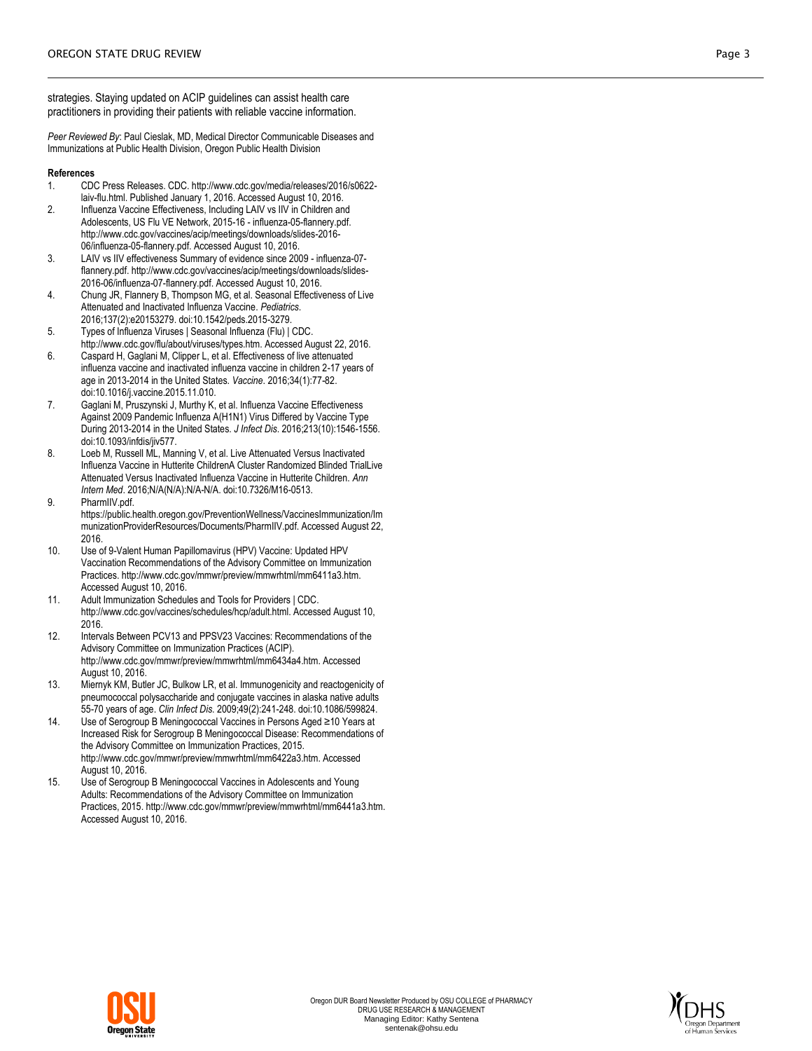strategies. Staying updated on ACIP guidelines can assist health care practitioners in providing their patients with reliable vaccine information.

*Peer Reviewed By*: Paul Cieslak, MD, Medical Director Communicable Diseases and Immunizations at Public Health Division, Oregon Public Health Division

**References**

1. CDC Press Releases. CDC. http://www.cdc.gov/media/releases/2016/s0622-laiv-flu.html. Published January 1, 2016. Accessed August 10, 2016.
2. Influenza Vaccine Effectiveness, Including LAIV vs IIV in Children and Adolescents, US Flu VE Network, 2015-16 - influenza-05-flannery.pdf. http://www.cdc.gov/vaccines/acip/meetings/downloads/slides-2016-06/influenza-05-flannery.pdf. Accessed August 10, 2016.
3. LAIV vs IIV effectiveness Summary of evidence since 2009 - influenza-07-flannery.pdf. http://www.cdc.gov/vaccines/acip/meetings/downloads/slides-2016-06/influenza-07-flannery.pdf. Accessed August 10, 2016.
4. Chung JR, Flannery B, Thompson MG, et al. Seasonal Effectiveness of Live Attenuated and Inactivated Influenza Vaccine. *Pediatrics*. 2016;137(2):e20153279. doi:10.1542/peds.2015-3279.
5. Types of Influenza Viruses | Seasonal Influenza (Flu) | CDC. http://www.cdc.gov/flu/about/viruses/types.htm. Accessed August 22, 2016.
6. Caspard H, Gaglani M, Clipper L, et al. Effectiveness of live attenuated influenza vaccine and inactivated influenza vaccine in children 2-17 years of age in 2013-2014 in the United States. *Vaccine*. 2016;34(1):77-82. doi:10.1016/j.vaccine.2015.11.010.
7. Gaglani M, Pruszynski J, Murthy K, et al. Influenza Vaccine Effectiveness Against 2009 Pandemic Influenza A(H1N1) Virus Differed by Vaccine Type During 2013-2014 in the United States. *J Infect Dis*. 2016;213(10):1546-1556. doi:10.1093/infdis/jiv577.
8. Loeb M, Russell ML, Manning V, et al. Live Attenuated Versus Inactivated Influenza Vaccine in Hutterite ChildrenA Cluster Randomized Blinded TrialLive Attenuated Versus Inactivated Influenza Vaccine in Hutterite Children. *Ann Intern Med*. 2016;N/A(N/A):N/A-N/A. doi:10.7326/M16-0513.
9. PharmIIV.pdf. https://public.health.oregon.gov/PreventionWellness/VaccinesImmunization/ImmunizationProviderResources/Documents/PharmIIV.pdf. Accessed August 22, 2016.
10. Use of 9-Valent Human Papillomavirus (HPV) Vaccine: Updated HPV Vaccination Recommendations of the Advisory Committee on Immunization Practices. http://www.cdc.gov/mmwr/preview/mmwrhtml/mm6411a3.htm. Accessed August 10, 2016.
11. Adult Immunization Schedules and Tools for Providers | CDC. http://www.cdc.gov/vaccines/schedules/hcp/adult.html. Accessed August 10, 2016.
12. Intervals Between PCV13 and PPSV23 Vaccines: Recommendations of the Advisory Committee on Immunization Practices (ACIP). http://www.cdc.gov/mmwr/preview/mmwrhtml/mm6434a4.htm. Accessed August 10, 2016.
13. Miernyk KM, Butler JC, Bulkow LR, et al. Immunogenicity and reactogenicity of pneumococcal polysaccharide and conjugate vaccines in alaska native adults 55-70 years of age. *Clin Infect Dis*. 2009;49(2):241-248. doi:10.1086/599824.
14. Use of Serogroup B Meningococcal Vaccines in Persons Aged ≥10 Years at Increased Risk for Serogroup B Meningococcal Disease: Recommendations of the Advisory Committee on Immunization Practices, 2015. http://www.cdc.gov/mmwr/preview/mmwrhtml/mm6422a3.htm. Accessed August 10, 2016.
15. Use of Serogroup B Meningococcal Vaccines in Adolescents and Young Adults: Recommendations of the Advisory Committee on Immunization Practices, 2015. http://www.cdc.gov/mmwr/preview/mmwrhtml/mm6441a3.htm. Accessed August 10, 2016.

Oregon DUR Board Newsletter Produced by OSU COLLEGE of PHARMACY
DRUG USE RESEARCH & MANAGEMENT
Managing Editor: Kathy Sentena
sentenak@ohsu.edu